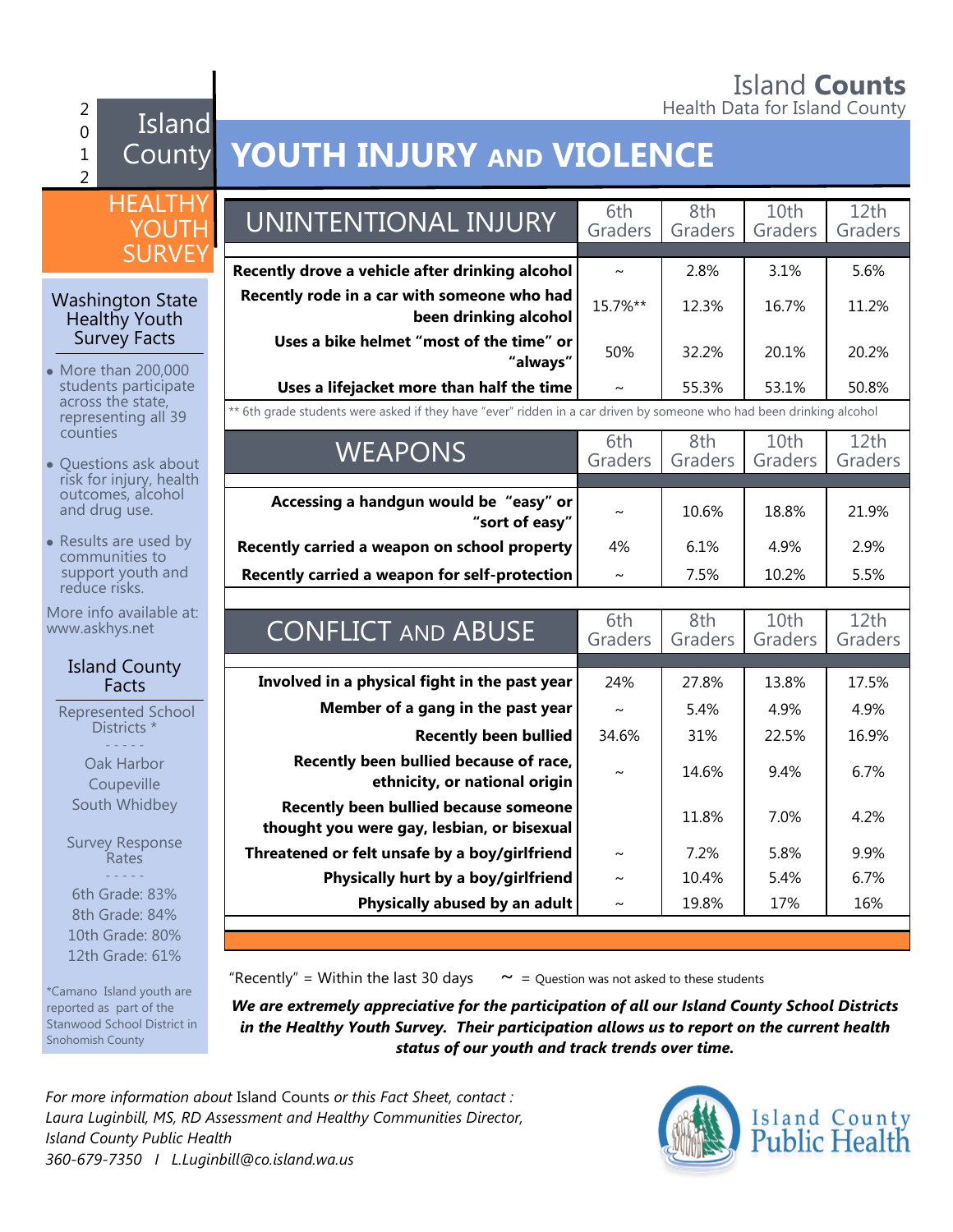# Island Counts

Health Data for Island County

2012 Island County HEALTHY YOUTH SURVEY

# YOUTH INJURY AND VIOLENCE

### Washington State Healthy Youth Survey Facts

- More than 200,000 students participate across the state, representing all 39 counties
- Questions ask about risk for injury, health outcomes, alcohol and drug use.
- Results are used by communities to support youth and reduce risks.

More info available at: www.askhys.net

### Island County Facts

Represented School Districts *

- - - - -

Oak Harbor
Coupeville
South Whidbey

Survey Response Rates

- - - - -

6th Grade: 83%
8th Grade: 84%
10th Grade: 80%
12th Grade: 61%

*Camano Island youth are reported as part of the Stanwood School District in Snohomish County

| UNINTENTIONAL INJURY | 6th Graders | 8th Graders | 10th Graders | 12th Graders |
|---|---|---|---|---|
| **Recently drove a vehicle after drinking alcohol** | ~ | 2.8% | 3.1% | 5.6% |
| **Recently rode in a car with someone who had been drinking alcohol** | 15.7%** | 12.3% | 16.7% | 11.2% |
| **Uses a bike helmet "most of the time" or "always"** | 50% | 32.2% | 20.1% | 20.2% |
| **Uses a lifejacket more than half the time** | ~ | 55.3% | 53.1% | 50.8% |

** 6th grade students were asked if they have "ever" ridden in a car driven by someone who had been drinking alcohol

| WEAPONS | 6th Graders | 8th Graders | 10th Graders | 12th Graders |
|---|---|---|---|---|
| **Accessing a handgun would be "easy" or "sort of easy"** | ~ | 10.6% | 18.8% | 21.9% |
| **Recently carried a weapon on school property** | 4% | 6.1% | 4.9% | 2.9% |
| **Recently carried a weapon for self-protection** | ~ | 7.5% | 10.2% | 5.5% |

| CONFLICT AND ABUSE | 6th Graders | 8th Graders | 10th Graders | 12th Graders |
|---|---|---|---|---|
| **Involved in a physical fight in the past year** | 24% | 27.8% | 13.8% | 17.5% |
| **Member of a gang in the past year** | ~ | 5.4% | 4.9% | 4.9% |
| **Recently been bullied** | 34.6% | 31% | 22.5% | 16.9% |
| **Recently been bullied because of race, ethnicity, or national origin** | ~ | 14.6% | 9.4% | 6.7% |
| **Recently been bullied because someone thought you were gay, lesbian, or bisexual** | | 11.8% | 7.0% | 4.2% |
| **Threatened or felt unsafe by a boy/girlfriend** | ~ | 7.2% | 5.8% | 9.9% |
| **Physically hurt by a boy/girlfriend** | ~ | 10.4% | 5.4% | 6.7% |
| **Physically abused by an adult** | ~ | 19.8% | 17% | 16% |

"Recently" = Within the last 30 days ~ = Question was not asked to these students

***We are extremely appreciative for the participation of all our Island County School Districts in the Healthy Youth Survey. Their participation allows us to report on the current health status of our youth and track trends over time.***

*For more information about* Island Counts *or this Fact Sheet, contact :*
*Laura Luginbill, MS, RD Assessment and Healthy Communities Director,*
*Island County Public Health*
*360-679-7350 I L.Luginbill@co.island.wa.us*

Island County Public Health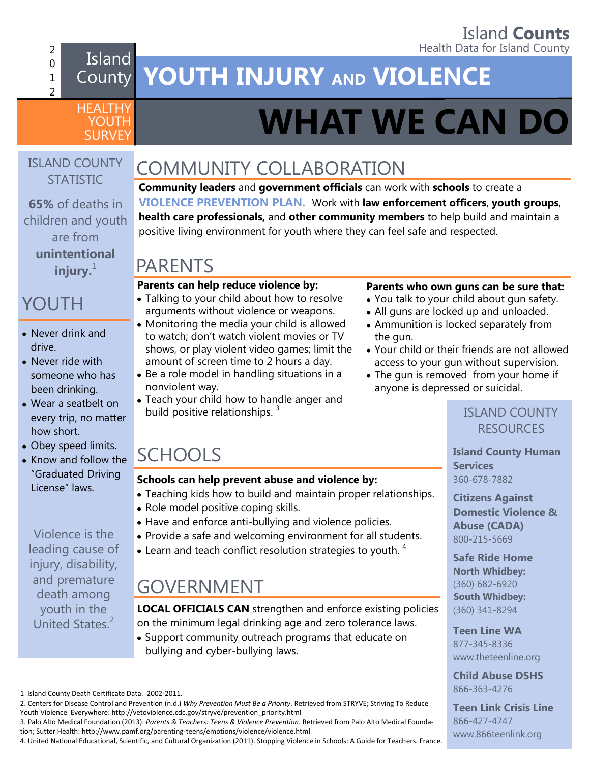Island **Counts**
Health Data for Island County

2012 Island County HEALTHY YOUTH SURVEY

# YOUTH INJURY AND VIOLENCE

# WHAT WE CAN DO

## COMMUNITY COLLABORATION

**Community leaders** and **government officials** can work with **schools** to create a **VIOLENCE PREVENTION PLAN.** Work with **law enforcement officers**, **youth groups**, **health care professionals,** and **other community members** to help build and maintain a positive living environment for youth where they can feel safe and respected.

## PARENTS

**Parents can help reduce violence by:**

- Talking to your child about how to resolve arguments without violence or weapons.
- Monitoring the media your child is allowed to watch; don't watch violent movies or TV shows, or play violent video games; limit the amount of screen time to 2 hours a day.
- Be a role model in handling situations in a nonviolent way.
- Teach your child how to handle anger and build positive relationships. [3]

**Parents who own guns can be sure that:**

- You talk to your child about gun safety.
- All guns are locked up and unloaded.
- Ammunition is locked separately from the gun.
- Your child or their friends are not allowed access to your gun without supervision.
- The gun is removed from your home if anyone is depressed or suicidal.

## SCHOOLS

**Schools can help prevent abuse and violence by:**

- Teaching kids how to build and maintain proper relationships.
- Role model positive coping skills.
- Have and enforce anti-bullying and violence policies.
- Provide a safe and welcoming environment for all students.
- Learn and teach conflict resolution strategies to youth. [4]

## GOVERNMENT

**LOCAL OFFICIALS CAN** strengthen and enforce existing policies on the minimum legal drinking age and zero tolerance laws.

- Support community outreach programs that educate on bullying and cyber-bullying laws.

### ISLAND COUNTY STATISTIC

**65%** of deaths in children and youth are from **unintentional injury.**[1]

## YOUTH

- Never drink and drive.
- Never ride with someone who has been drinking.
- Wear a seatbelt on every trip, no matter how short.
- Obey speed limits.
- Know and follow the "Graduated Driving License" laws.

Violence is the leading cause of injury, disability, and premature death among youth in the United States.[2]

### ISLAND COUNTY RESOURCES

**Island County Human Services**
360-678-7882

**Citizens Against Domestic Violence & Abuse (CADA)**
800-215-5669

**Safe Ride Home**
**North Whidbey:** (360) 682-6920
**South Whidbey:** (360) 341-8294

**Teen Line WA**
877-345-8336
www.theteenline.org

**Child Abuse DSHS**
866-363-4276

**Teen Link Crisis Line**
866-427-4747
www.866teenlink.org

1 Island County Death Certificate Data. 2002-2011.
2. Centers for Disease Control and Prevention (n.d.) *Why Prevention Must Be a Priority*. Retrieved from STRYVE; Striving To Reduce Youth Violence Everywhere: http://vetoviolence.cdc.gov/stryve/prevention_priority.html
3. Palo Alto Medical Foundation (2013). *Parents & Teachers: Teens & Violence Prevention*. Retrieved from Palo Alto Medical Foundation; Sutter Health: http://www.pamf.org/parenting-teens/emotions/violence/violence.html
4. United National Educational, Scientific, and Cultural Organization (2011). Stopping Violence in Schools: A Guide for Teachers. France.